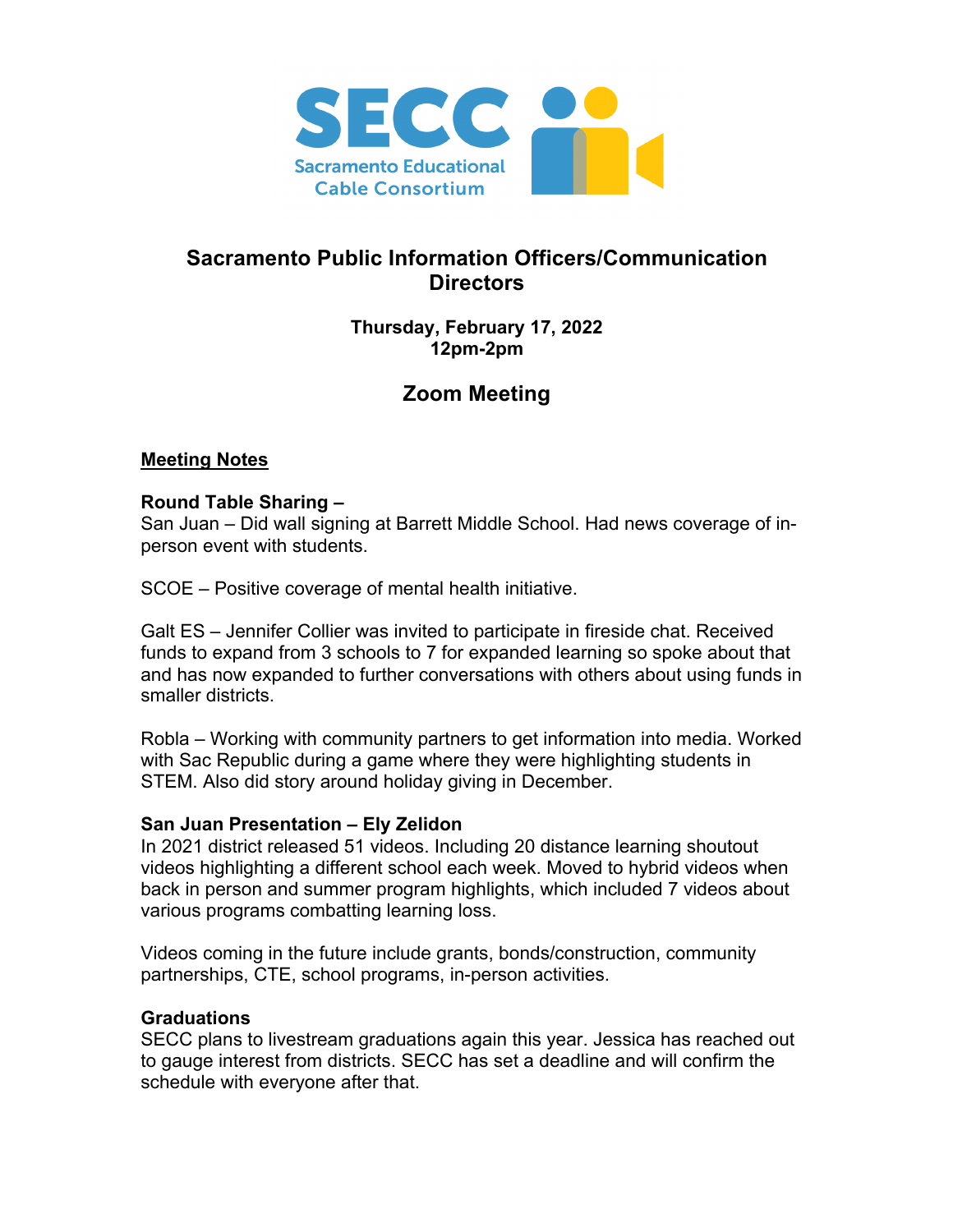SECC
Sacramento Educational Cable Consortium

# Sacramento Public Information Officers/Communication Directors

**Thursday, February 17, 2022**
**12pm-2pm**

## Zoom Meeting

**Meeting Notes**

**Round Table Sharing –**
San Juan – Did wall signing at Barrett Middle School. Had news coverage of in-person event with students.

SCOE – Positive coverage of mental health initiative.

Galt ES – Jennifer Collier was invited to participate in fireside chat. Received funds to expand from 3 schools to 7 for expanded learning so spoke about that and has now expanded to further conversations with others about using funds in smaller districts.

Robla – Working with community partners to get information into media. Worked with Sac Republic during a game where they were highlighting students in STEM. Also did story around holiday giving in December.

**San Juan Presentation – Ely Zelidon**
In 2021 district released 51 videos. Including 20 distance learning shoutout videos highlighting a different school each week. Moved to hybrid videos when back in person and summer program highlights, which included 7 videos about various programs combatting learning loss.

Videos coming in the future include grants, bonds/construction, community partnerships, CTE, school programs, in-person activities.

**Graduations**
SECC plans to livestream graduations again this year. Jessica has reached out to gauge interest from districts. SECC has set a deadline and will confirm the schedule with everyone after that.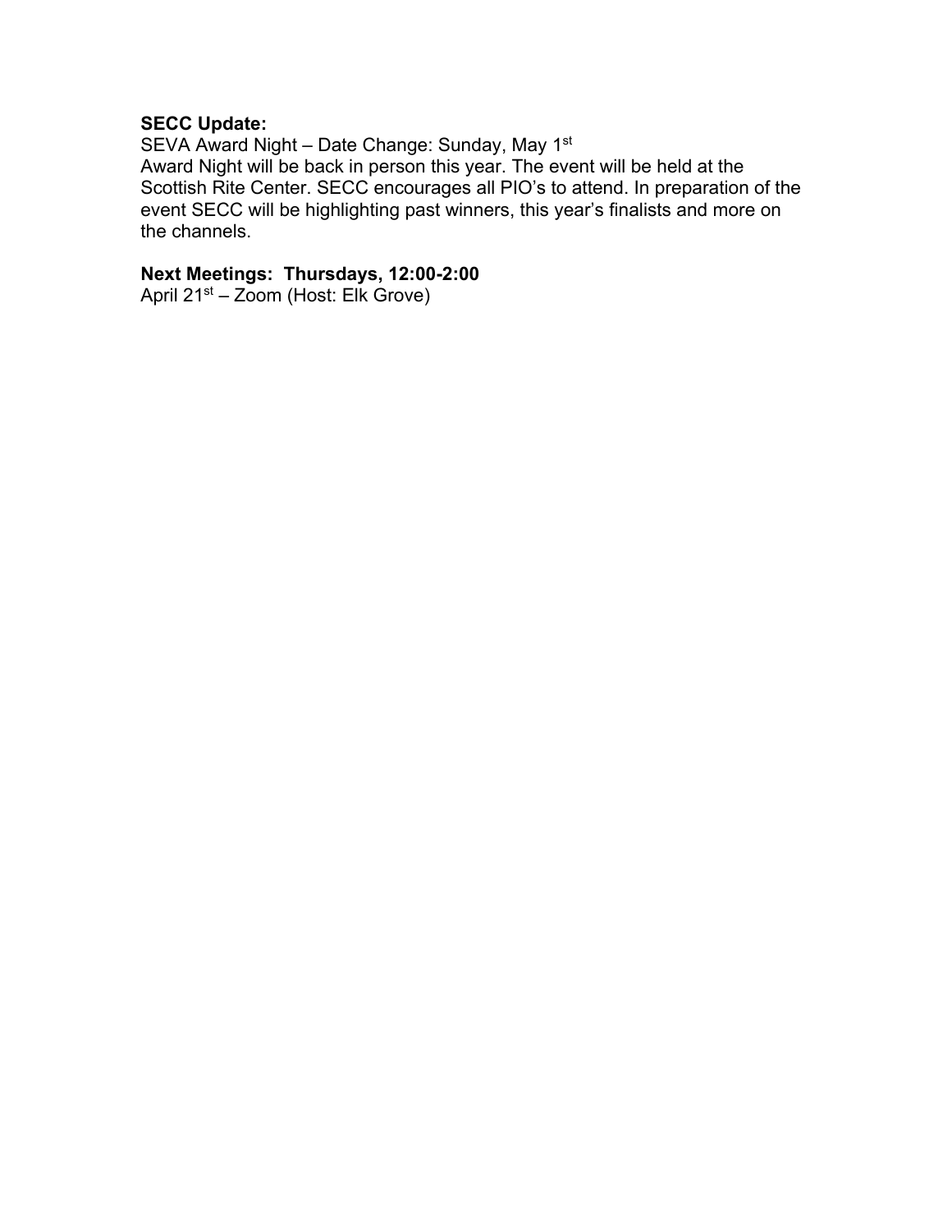**SECC Update:**
SEVA Award Night – Date Change: Sunday, May 1st
Award Night will be back in person this year. The event will be held at the Scottish Rite Center. SECC encourages all PIO's to attend. In preparation of the event SECC will be highlighting past winners, this year's finalists and more on the channels.

**Next Meetings: Thursdays, 12:00-2:00**
April 21st – Zoom (Host: Elk Grove)